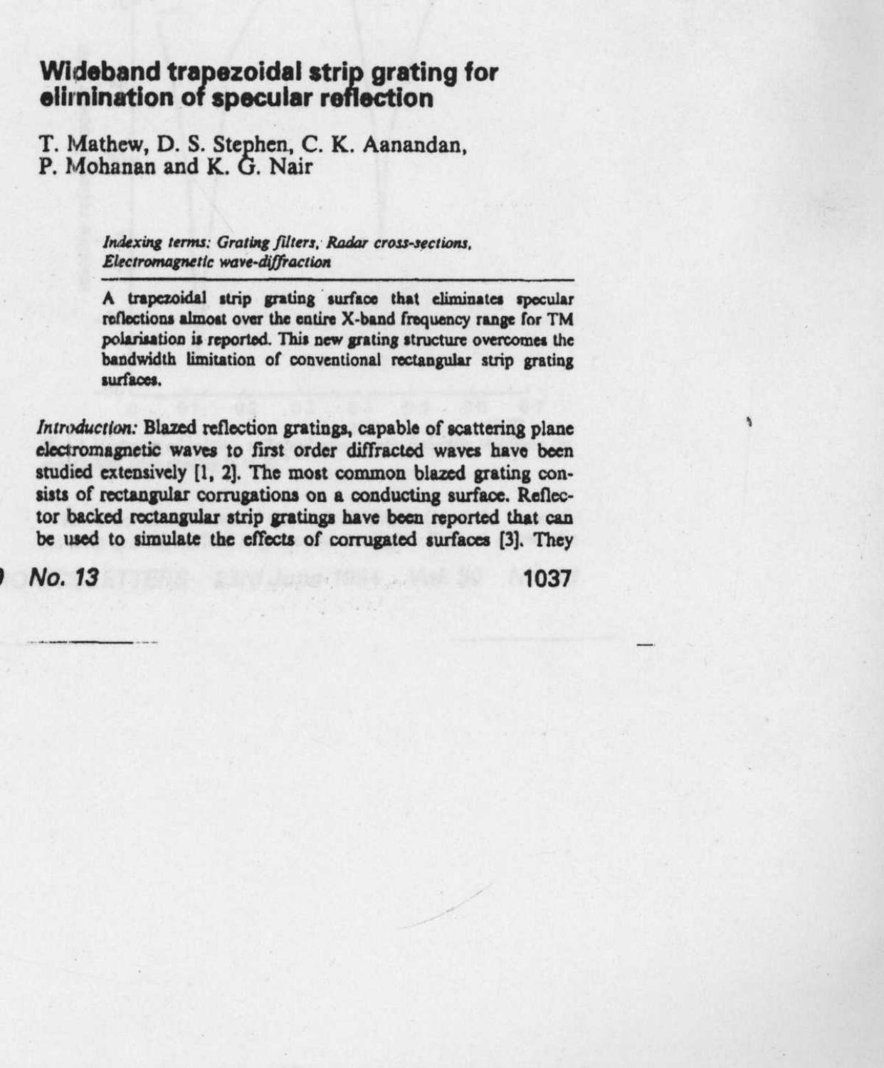# Wideband trapezoidal strip grating for elimination of specular reflection

T. Mathew, D. S. Stephen, C. K. Aanandan, P. Mohanan and K. G. Nair

*Indexing terms: Grating filters, Radar cross-sections, Electromagnetic wave-diffraction*

**A trapezoidal strip grating surface that eliminates specular reflections almost over the entire X-band frequency range for TM polarisation is reported. This new grating structure overcomes the bandwidth limitation of conventional rectangular strip grating surfaces.**

*Introduction:* Blazed reflection gratings, capable of scattering plane electromagnetic waves to first order diffracted waves have been studied extensively [1, 2]. The most common blazed grating consists of rectangular corrugations on a conducting surface. Reflector backed rectangular strip gratings have been reported that can be used to simulate the effects of corrugated surfaces [3]. They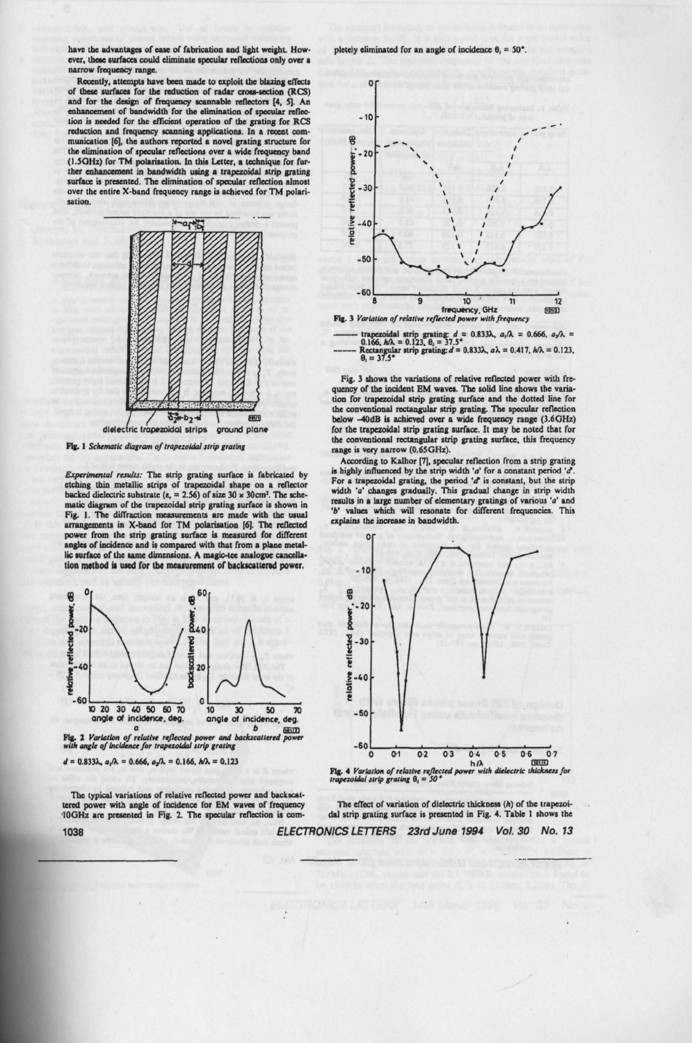have the advantages of ease of fabrication and light weight. However, these surfaces could eliminate specular reflections only over a narrow frequency range.

Recently, attempts have been made to exploit the blazing effects of these surfaces for the reduction of radar cross-section (RCS) and for the design of frequency scannable reflectors [4, 5]. An enhancement of bandwidth for the elimination of specular reflection is needed for the efficient operation of the grating for RCS reduction and frequency scanning applications. In a recent communication [6], the authors reported a novel grating structure for the elimination of specular reflections over a wide frequency band (1.5GHz) for TM polarisation. In this Letter, a technique for further enhancement in bandwidth using a trapezoidal strip grating surface is presented. The elimination of specular reflection almost over the entire X-band frequency range is achieved for TM polarisation.

**Fig. 1** *Schematic diagram of trapezoidal strip grating*

*Experimental results:* The strip grating surface is fabricated by etching thin metallic strips of trapezoidal shape on a reflector backed dielectric substrate ($\varepsilon_r = 2.56$) of size 30 × 30cm². The schematic diagram of the trapezoidal strip grating surface is shown in Fig. 1. The diffraction measurements are made with the usual arrangements in X-band for TM polarisation [6]. The reflected power from the strip grating surface is measured for different angles of incidence and is compared with that from a plane metallic surface of the same dimensions. A magic-tee analogue cancellation method is used for the measurement of backscattered power.

**Fig. 2** *Variation of relative reflected power and backscattered power with angle of incidence for trapezoidal strip grating*

$d = 0.833\lambda$, $a_1/\lambda = 0.666$, $a_2/\lambda = 0.166$, $h/\lambda = 0.123$

The typical variations of relative reflected power and backscattered power with angle of incidence for EM waves of frequency 10GHz are presented in Fig. 2. The specular reflection is completely eliminated for an angle of incidence $\theta_i = 50°$.

**Fig. 3** *Variation of relative reflected power with frequency*

——— trapezoidal strip grating: $d = 0.833\lambda$, $a_1/\lambda = 0.666$, $a_2/\lambda = 0.166$, $h/\lambda = 0.123$, $\theta_i = 37.5°$
------ Rectangular strip grating: $d = 0.833\lambda$, $a/\lambda = 0.417$, $h/\lambda = 0.123$, $\theta_i = 37.5°$

Fig. 3 shows the variations of relative reflected power with frequency of the incident EM waves. The solid line shows the variation for trapezoidal strip grating surface and the dotted line for the conventional rectangular strip grating. The specular reflection below −40dB is achieved over a wide frequency range (3.6GHz) for the trapezoidal strip grating surface. It may be noted that for the conventional rectangular strip grating surface, this frequency range is very narrow (0.65GHz).

According to Kalhor [7], specular reflection from a strip grating is highly influenced by the strip width '*a*' for a constant period '*d*'. For a trapezoidal grating, the period '*d*' is constant, but the strip width '*a*' changes gradually. This gradual change in strip width results in a large number of elementary gratings of various '*a*' and '*b*' values which will resonate for different frequencies. This explains the increase in bandwidth.

**Fig. 4** *Variation of relative reflected power with dielectric thickness for trapezoidal strip grating* $\theta_i = 50°$

The effect of variation of dielectric thickness ($h$) of the trapezoidal strip grating surface is presented in Fig. 4. Table 1 shows the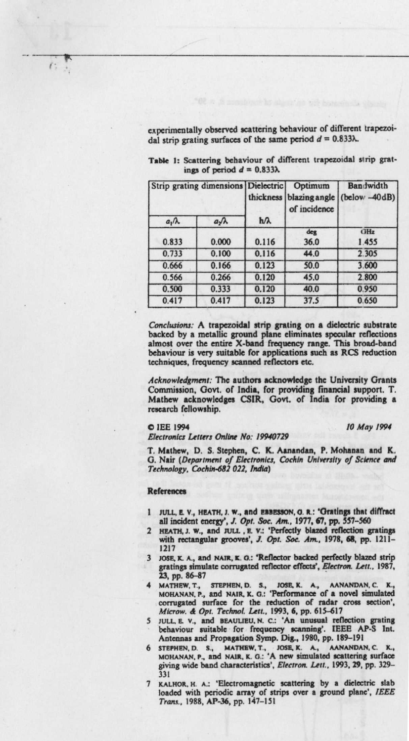experimentally observed scattering behaviour of different trapezoidal strip grating surfaces of the same period $d = 0.833\lambda$.

**Table 1:** Scattering behaviour of different trapezoidal strip gratings of period $d = 0.833\lambda$

| Strip grating dimensions | | Dielectric thickness | Optimum blazing angle of incidence | Bandwidth (below −40dB) |
|---|---|---|---|---|
| $a_1/\lambda$ | $a_2/\lambda$ | $h/\lambda$ | deg | GHz |
| 0.833 | 0.000 | 0.116 | 36.0 | 1.455 |
| 0.733 | 0.100 | 0.116 | 44.0 | 2.305 |
| 0.666 | 0.166 | 0.123 | 50.0 | 3.600 |
| 0.566 | 0.266 | 0.120 | 45.0 | 2.800 |
| 0.500 | 0.333 | 0.120 | 40.0 | 0.950 |
| 0.417 | 0.417 | 0.123 | 37.5 | 0.650 |

*Conclusions:* A trapezoidal strip grating on a dielectric substrate backed by a metallic ground plane eliminates specular reflections almost over the entire X-band frequency range. This broad-band behaviour is very suitable for applications such as RCS reduction techniques, frequency scanned reflectors etc.

*Acknowledgment:* The authors acknowledge the University Grants Commission, Govt. of India, for providing financial support. T. Mathew acknowledges CSIR, Govt. of India for providing a research fellowship.

© IEE 1994 — 10 May 1994

*Electronics Letters Online No: 19940729*

T. Mathew, D. S. Stephen, C. K. Aanandan, P. Mohanan and K. G. Nair (*Department of Electronics, Cochin University of Science and Technology, Cochin-682 022, India*)

## References

1. JULL, E. V., HEATH, J. W., and EBBESON, G. R.: 'Gratings that diffract all incident energy', *J. Opt. Soc. Am.*, 1977, **67**, pp. 557–560
2. HEATH, J. W., and JULL, E. V.: 'Perfectly blazed reflection gratings with rectangular grooves', *J. Opt. Soc. Am.*, 1978, **68**, pp. 1211–1217
3. JOSE, K. A., and NAIR, K. G.: 'Reflector backed perfectly blazed strip gratings simulate corrugated reflector effects', *Electron. Lett.*, 1987, **23**, pp. 86–87
4. MATHEW, T., STEPHEN, D. S., JOSE, K. A., AANANDAN, C. K., MOHANAN, P., and NAIR, K. G.: 'Performance of a novel simulated corrugated surface for the reduction of radar cross section', *Microw. & Opt. Technol. Lett.*, 1993, **6**, pp. 615–617
5. JULL, E. V., and BEAULIEU, N. C.: 'An unusual reflection grating behaviour suitable for frequency scanning'. IEEE AP-S Int. Antennas and Propagation Symp. Dig., 1980, pp. 189–191
6. STEPHEN, D. S., MATHEW, T., JOSE, K. A., AANANDAN, C. K., MOHANAN, P., and NAIR, K. G.: 'A new simulated scattering surface giving wide band characteristics', *Electron. Lett.*, 1993, **29**, pp. 329–331
7. KALHOR, H. A.: 'Electromagnetic scattering by a dielectric slab loaded with periodic array of strips over a ground plane', *IEEE Trans.*, 1988, **AP-36**, pp. 147–151